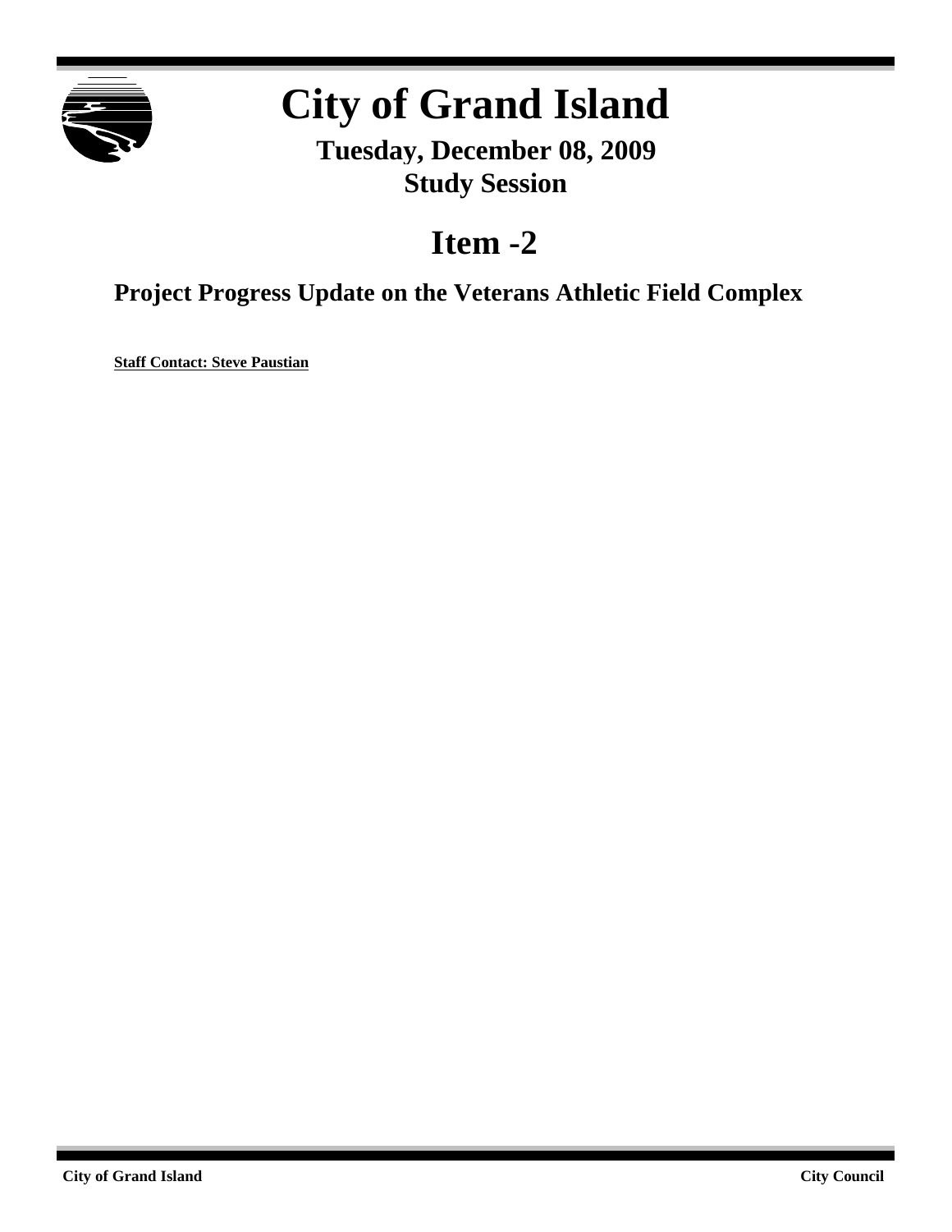# City of Grand Island

**Tuesday, December 08, 2009**
**Study Session**

## Item -2

### Project Progress Update on the Veterans Athletic Field Complex

**Staff Contact: Steve Paustian**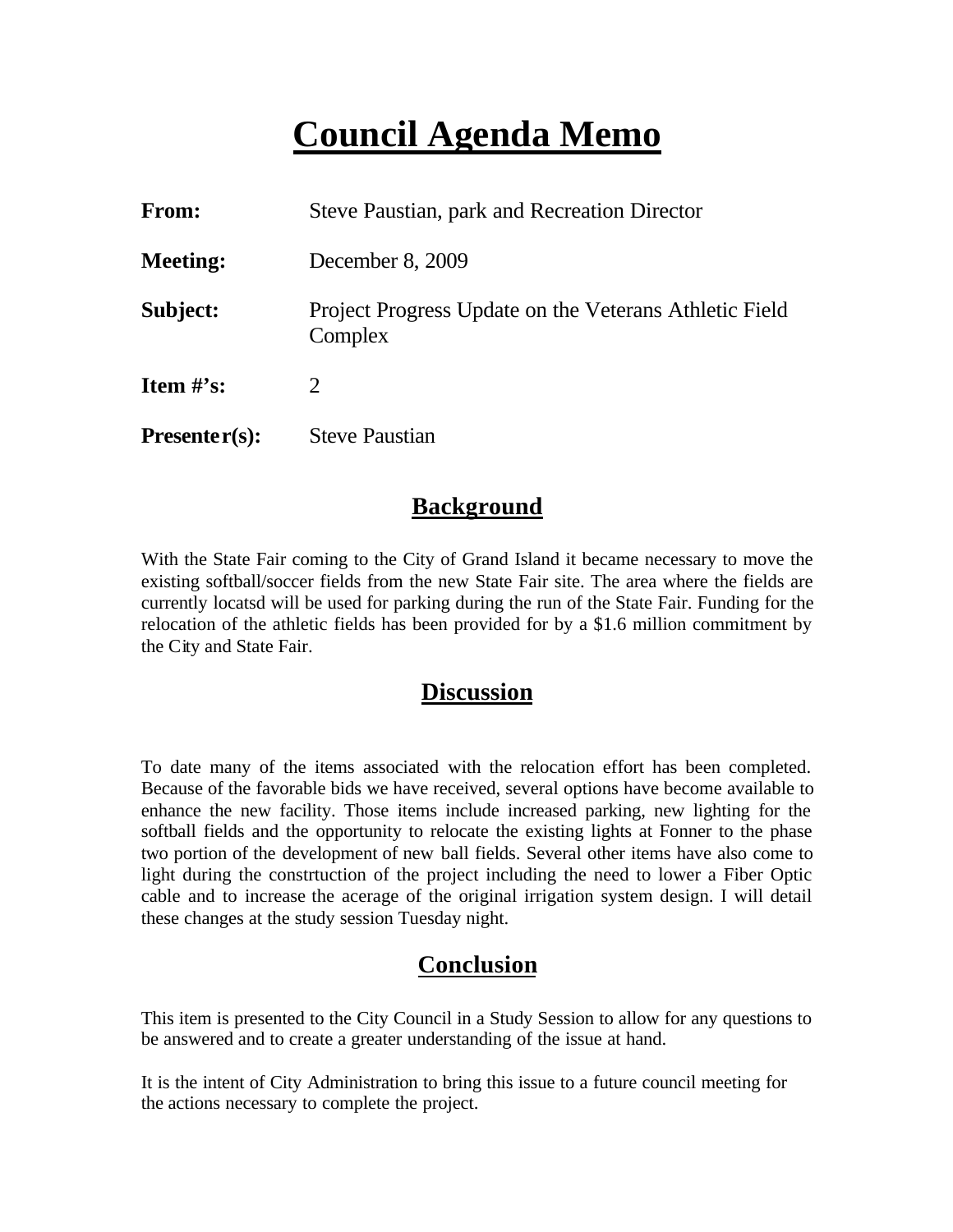# Council Agenda Memo

| | |
|---|---|
| **From:** | Steve Paustian, park and Recreation Director |
| **Meeting:** | December 8, 2009 |
| **Subject:** | Project Progress Update on the Veterans Athletic Field Complex |
| **Item #'s:** | 2 |
| **Presenter(s):** | Steve Paustian |

## Background

With the State Fair coming to the City of Grand Island it became necessary to move the existing softball/soccer fields from the new State Fair site. The area where the fields are currently locatsd will be used for parking during the run of the State Fair. Funding for the relocation of the athletic fields has been provided for by a $1.6 million commitment by the City and State Fair.

## Discussion

To date many of the items associated with the relocation effort has been completed. Because of the favorable bids we have received, several options have become available to enhance the new facility. Those items include increased parking, new lighting for the softball fields and the opportunity to relocate the existing lights at Fonner to the phase two portion of the development of new ball fields. Several other items have also come to light during the constrtuction of the project including the need to lower a Fiber Optic cable and to increase the acerage of the original irrigation system design. I will detail these changes at the study session Tuesday night.

## Conclusion

This item is presented to the City Council in a Study Session to allow for any questions to be answered and to create a greater understanding of the issue at hand.

It is the intent of City Administration to bring this issue to a future council meeting for the actions necessary to complete the project.